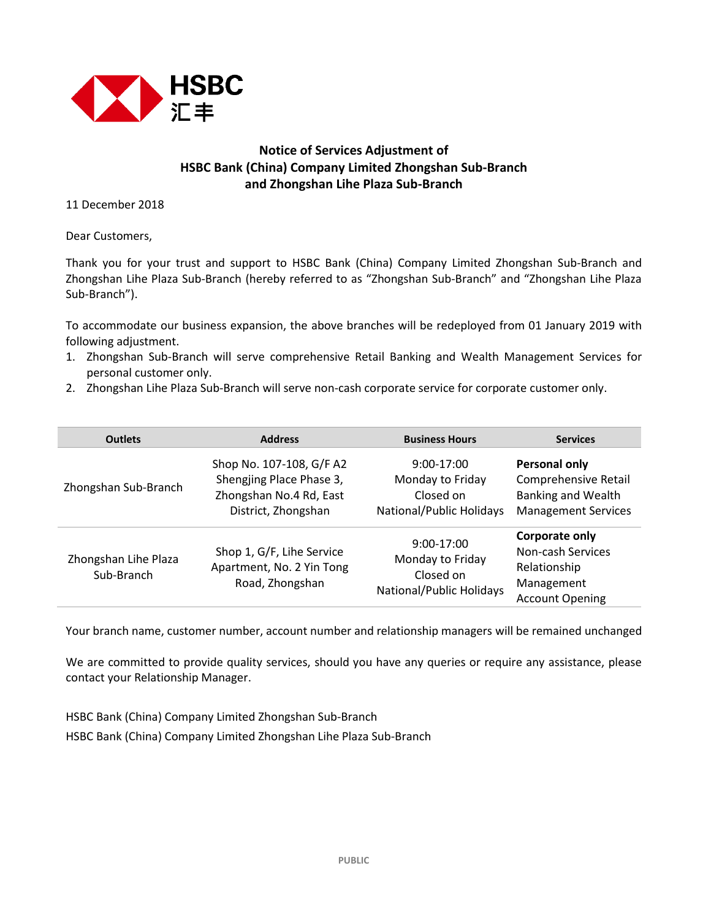HSBC 汇丰

## Notice of Services Adjustment of HSBC Bank (China) Company Limited Zhongshan Sub-Branch and Zhongshan Lihe Plaza Sub-Branch

11 December 2018

Dear Customers,

Thank you for your trust and support to HSBC Bank (China) Company Limited Zhongshan Sub-Branch and Zhongshan Lihe Plaza Sub-Branch (hereby referred to as "Zhongshan Sub-Branch" and "Zhongshan Lihe Plaza Sub-Branch").

To accommodate our business expansion, the above branches will be redeployed from 01 January 2019 with following adjustment.

1. Zhongshan Sub-Branch will serve comprehensive Retail Banking and Wealth Management Services for personal customer only.
2. Zhongshan Lihe Plaza Sub-Branch will serve non-cash corporate service for corporate customer only.

| Outlets | Address | Business Hours | Services |
|---|---|---|---|
| Zhongshan Sub-Branch | Shop No. 107-108, G/F A2 Shengjing Place Phase 3, Zhongshan No.4 Rd, East District, Zhongshan | 9:00-17:00 Monday to Friday Closed on National/Public Holidays | **Personal only** Comprehensive Retail Banking and Wealth Management Services |
| Zhongshan Lihe Plaza Sub-Branch | Shop 1, G/F, Lihe Service Apartment, No. 2 Yin Tong Road, Zhongshan | 9:00-17:00 Monday to Friday Closed on National/Public Holidays | **Corporate only** Non-cash Services Relationship Management Account Opening |

Your branch name, customer number, account number and relationship managers will be remained unchanged

We are committed to provide quality services, should you have any queries or require any assistance, please contact your Relationship Manager.

HSBC Bank (China) Company Limited Zhongshan Sub-Branch
HSBC Bank (China) Company Limited Zhongshan Lihe Plaza Sub-Branch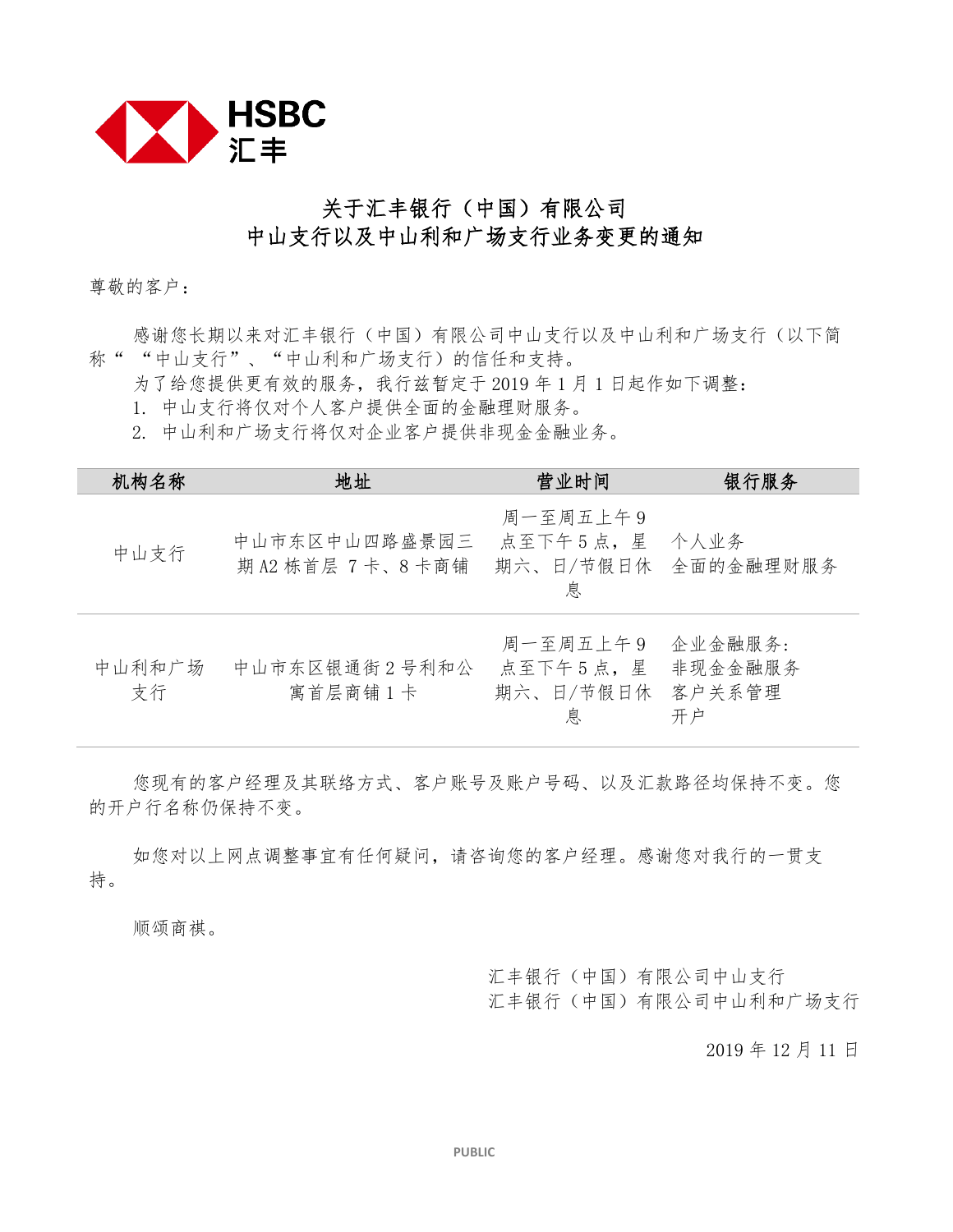# 关于汇丰银行（中国）有限公司
# 中山支行以及中山利和广场支行业务变更的通知

尊敬的客户：

感谢您长期以来对汇丰银行（中国）有限公司中山支行以及中山利和广场支行（以下简称“ “中山支行”、“中山利和广场支行）的信任和支持。

为了给您提供更有效的服务，我行兹暂定于 2019 年 1 月 1 日起作如下调整：

1. 中山支行将仅对个人客户提供全面的金融理财服务。
2. 中山利和广场支行将仅对企业客户提供非现金金融业务。

| 机构名称 | 地址 | 营业时间 | 银行服务 |
|---|---|---|---|
| 中山支行 | 中山市东区中山四路盛景园三期 A2 栋首层 7 卡、8 卡商铺 | 周一至周五上午 9 点至下午 5 点，星期六、日/节假日休息 | 个人业务<br>全面的金融理财服务 |
| 中山利和广场支行 | 中山市东区银通街 2 号利和公寓首层商铺 1 卡 | 周一至周五上午 9 点至下午 5 点，星期六、日/节假日休息 | 企业金融服务:<br>非现金金融服务<br>客户关系管理<br>开户 |

您现有的客户经理及其联络方式、客户账号及账户号码、以及汇款路径均保持不变。您的开户行名称仍保持不变。

如您对以上网点调整事宜有任何疑问，请咨询您的客户经理。感谢您对我行的一贯支持。

顺颂商祺。

汇丰银行（中国）有限公司中山支行
汇丰银行（中国）有限公司中山利和广场支行

2019 年 12 月 11 日